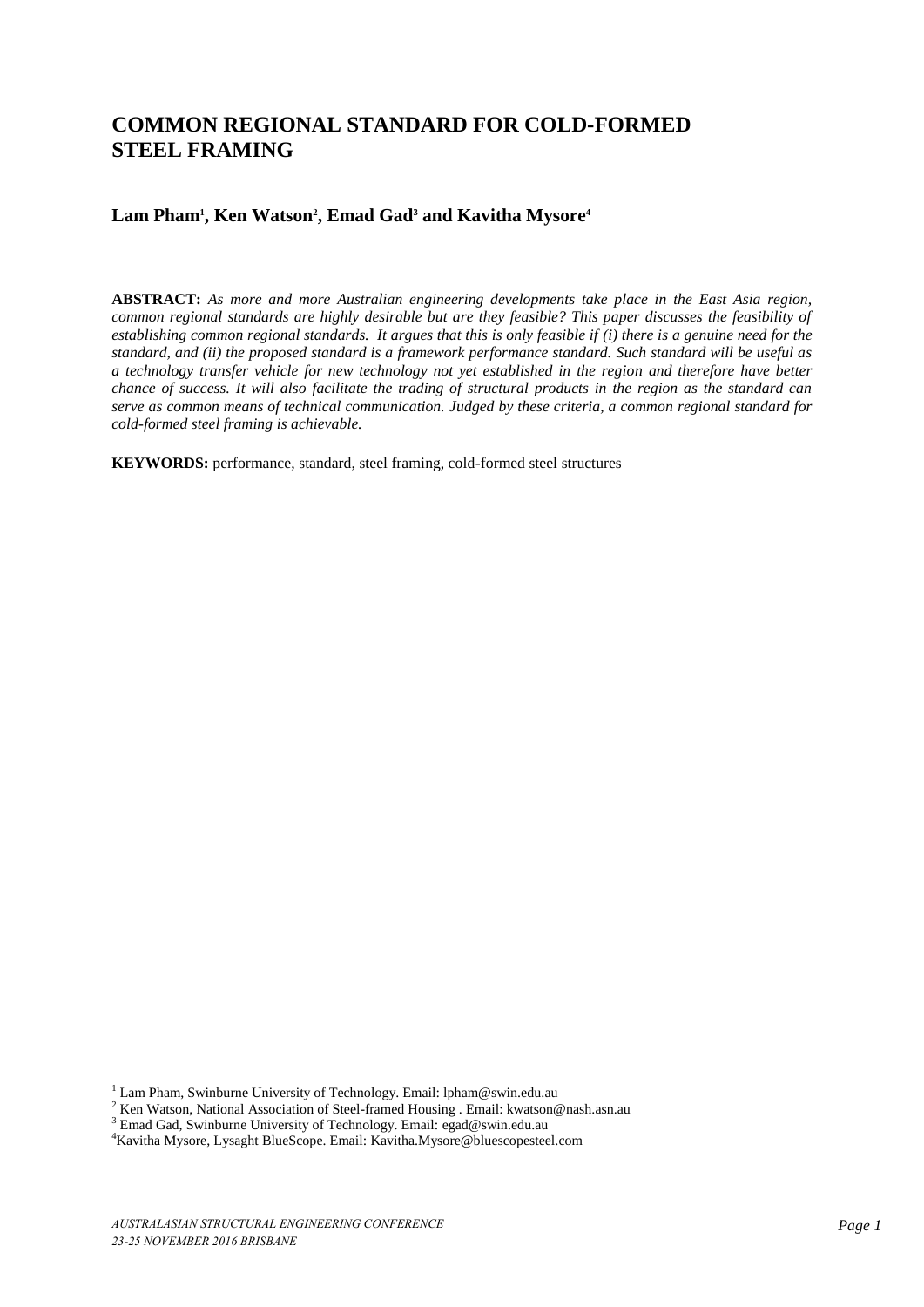# COMMON REGIONAL STANDARD FOR COLD-FORMED STEEL FRAMING

**Lam Pham[1], Ken Watson[2], Emad Gad[3] and Kavitha Mysore[4]**

**ABSTRACT:** *As more and more Australian engineering developments take place in the East Asia region, common regional standards are highly desirable but are they feasible? This paper discusses the feasibility of establishing common regional standards. It argues that this is only feasible if (i) there is a genuine need for the standard, and (ii) the proposed standard is a framework performance standard. Such standard will be useful as a technology transfer vehicle for new technology not yet established in the region and therefore have better chance of success. It will also facilitate the trading of structural products in the region as the standard can serve as common means of technical communication. Judged by these criteria, a common regional standard for cold-formed steel framing is achievable.*

**KEYWORDS:** performance, standard, steel framing, cold-formed steel structures

[1] Lam Pham, Swinburne University of Technology. Email: lpham@swin.edu.au
[2] Ken Watson, National Association of Steel-framed Housing . Email: kwatson@nash.asn.au
[3] Emad Gad, Swinburne University of Technology. Email: egad@swin.edu.au
[4] Kavitha Mysore, Lysaght BlueScope. Email: Kavitha.Mysore@bluescopesteel.com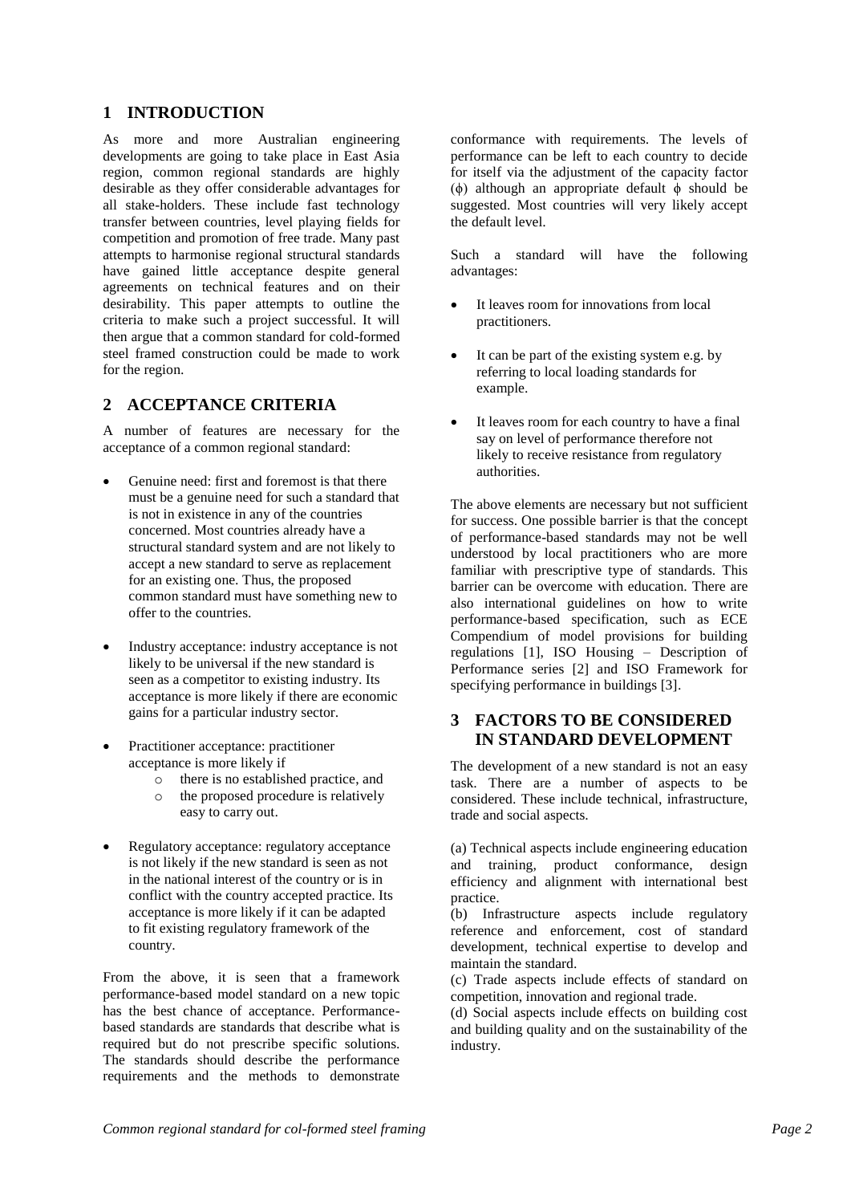## 1 INTRODUCTION

As more and more Australian engineering developments are going to take place in East Asia region, common regional standards are highly desirable as they offer considerable advantages for all stake-holders. These include fast technology transfer between countries, level playing fields for competition and promotion of free trade. Many past attempts to harmonise regional structural standards have gained little acceptance despite general agreements on technical features and on their desirability. This paper attempts to outline the criteria to make such a project successful. It will then argue that a common standard for cold-formed steel framed construction could be made to work for the region.

## 2 ACCEPTANCE CRITERIA

A number of features are necessary for the acceptance of a common regional standard:

- Genuine need: first and foremost is that there must be a genuine need for such a standard that is not in existence in any of the countries concerned. Most countries already have a structural standard system and are not likely to accept a new standard to serve as replacement for an existing one. Thus, the proposed common standard must have something new to offer to the countries.
- Industry acceptance: industry acceptance is not likely to be universal if the new standard is seen as a competitor to existing industry. Its acceptance is more likely if there are economic gains for a particular industry sector.
- Practitioner acceptance: practitioner acceptance is more likely if
  - there is no established practice, and
  - the proposed procedure is relatively easy to carry out.
- Regulatory acceptance: regulatory acceptance is not likely if the new standard is seen as not in the national interest of the country or is in conflict with the country accepted practice. Its acceptance is more likely if it can be adapted to fit existing regulatory framework of the country.

From the above, it is seen that a framework performance-based model standard on a new topic has the best chance of acceptance. Performance-based standards are standards that describe what is required but do not prescribe specific solutions. The standards should describe the performance requirements and the methods to demonstrate conformance with requirements. The levels of performance can be left to each country to decide for itself via the adjustment of the capacity factor ($\phi$) although an appropriate default $\phi$ should be suggested. Most countries will very likely accept the default level.

Such a standard will have the following advantages:

- It leaves room for innovations from local practitioners.
- It can be part of the existing system e.g. by referring to local loading standards for example.
- It leaves room for each country to have a final say on level of performance therefore not likely to receive resistance from regulatory authorities.

The above elements are necessary but not sufficient for success. One possible barrier is that the concept of performance-based standards may not be well understood by local practitioners who are more familiar with prescriptive type of standards. This barrier can be overcome with education. There are also international guidelines on how to write performance-based specification, such as ECE Compendium of model provisions for building regulations [1], ISO Housing – Description of Performance series [2] and ISO Framework for specifying performance in buildings [3].

## 3 FACTORS TO BE CONSIDERED IN STANDARD DEVELOPMENT

The development of a new standard is not an easy task. There are a number of aspects to be considered. These include technical, infrastructure, trade and social aspects.

(a) Technical aspects include engineering education and training, product conformance, design efficiency and alignment with international best practice.

(b) Infrastructure aspects include regulatory reference and enforcement, cost of standard development, technical expertise to develop and maintain the standard.

(c) Trade aspects include effects of standard on competition, innovation and regional trade.

(d) Social aspects include effects on building cost and building quality and on the sustainability of the industry.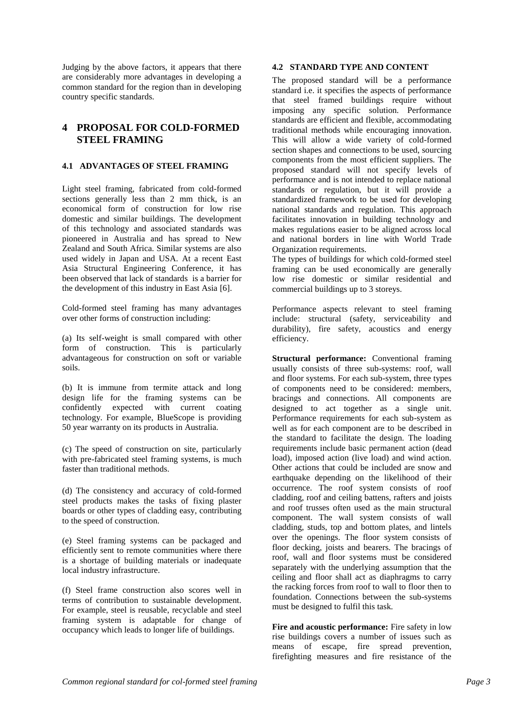Judging by the above factors, it appears that there are considerably more advantages in developing a common standard for the region than in developing country specific standards.

# 4 PROPOSAL FOR COLD-FORMED STEEL FRAMING

## 4.1 ADVANTAGES OF STEEL FRAMING

Light steel framing, fabricated from cold-formed sections generally less than 2 mm thick, is an economical form of construction for low rise domestic and similar buildings. The development of this technology and associated standards was pioneered in Australia and has spread to New Zealand and South Africa. Similar systems are also used widely in Japan and USA. At a recent East Asia Structural Engineering Conference, it has been observed that lack of standards is a barrier for the development of this industry in East Asia [6].

Cold-formed steel framing has many advantages over other forms of construction including:

(a) Its self-weight is small compared with other form of construction. This is particularly advantageous for construction on soft or variable soils.

(b) It is immune from termite attack and long design life for the framing systems can be confidently expected with current coating technology. For example, BlueScope is providing 50 year warranty on its products in Australia.

(c) The speed of construction on site, particularly with pre-fabricated steel framing systems, is much faster than traditional methods.

(d) The consistency and accuracy of cold-formed steel products makes the tasks of fixing plaster boards or other types of cladding easy, contributing to the speed of construction.

(e) Steel framing systems can be packaged and efficiently sent to remote communities where there is a shortage of building materials or inadequate local industry infrastructure.

(f) Steel frame construction also scores well in terms of contribution to sustainable development. For example, steel is reusable, recyclable and steel framing system is adaptable for change of occupancy which leads to longer life of buildings.

## 4.2 STANDARD TYPE AND CONTENT

The proposed standard will be a performance standard i.e. it specifies the aspects of performance that steel framed buildings require without imposing any specific solution. Performance standards are efficient and flexible, accommodating traditional methods while encouraging innovation. This will allow a wide variety of cold-formed section shapes and connections to be used, sourcing components from the most efficient suppliers. The proposed standard will not specify levels of performance and is not intended to replace national standards or regulation, but it will provide a standardized framework to be used for developing national standards and regulation. This approach facilitates innovation in building technology and makes regulations easier to be aligned across local and national borders in line with World Trade Organization requirements.

The types of buildings for which cold-formed steel framing can be used economically are generally low rise domestic or similar residential and commercial buildings up to 3 storeys.

Performance aspects relevant to steel framing include: structural (safety, serviceability and durability), fire safety, acoustics and energy efficiency.

**Structural performance:** Conventional framing usually consists of three sub-systems: roof, wall and floor systems. For each sub-system, three types of components need to be considered: members, bracings and connections. All components are designed to act together as a single unit. Performance requirements for each sub-system as well as for each component are to be described in the standard to facilitate the design. The loading requirements include basic permanent action (dead load), imposed action (live load) and wind action. Other actions that could be included are snow and earthquake depending on the likelihood of their occurrence. The roof system consists of roof cladding, roof and ceiling battens, rafters and joists and roof trusses often used as the main structural component. The wall system consists of wall cladding, studs, top and bottom plates, and lintels over the openings. The floor system consists of floor decking, joists and bearers. The bracings of roof, wall and floor systems must be considered separately with the underlying assumption that the ceiling and floor shall act as diaphragms to carry the racking forces from roof to wall to floor then to foundation. Connections between the sub-systems must be designed to fulfil this task.

**Fire and acoustic performance:** Fire safety in low rise buildings covers a number of issues such as means of escape, fire spread prevention, firefighting measures and fire resistance of the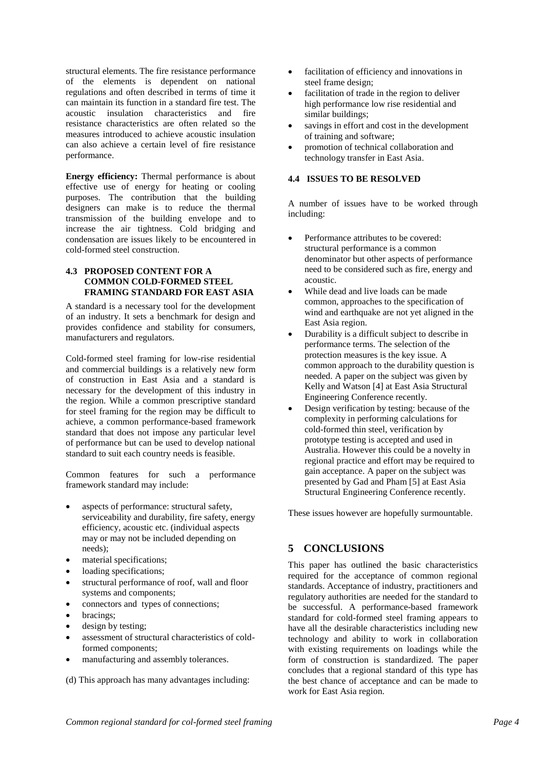structural elements. The fire resistance performance of the elements is dependent on national regulations and often described in terms of time it can maintain its function in a standard fire test. The acoustic insulation characteristics and fire resistance characteristics are often related so the measures introduced to achieve acoustic insulation can also achieve a certain level of fire resistance performance.

**Energy efficiency:** Thermal performance is about effective use of energy for heating or cooling purposes. The contribution that the building designers can make is to reduce the thermal transmission of the building envelope and to increase the air tightness. Cold bridging and condensation are issues likely to be encountered in cold-formed steel construction.

### 4.3 PROPOSED CONTENT FOR A COMMON COLD-FORMED STEEL FRAMING STANDARD FOR EAST ASIA

A standard is a necessary tool for the development of an industry. It sets a benchmark for design and provides confidence and stability for consumers, manufacturers and regulators.

Cold-formed steel framing for low-rise residential and commercial buildings is a relatively new form of construction in East Asia and a standard is necessary for the development of this industry in the region. While a common prescriptive standard for steel framing for the region may be difficult to achieve, a common performance-based framework standard that does not impose any particular level of performance but can be used to develop national standard to suit each country needs is feasible.

Common features for such a performance framework standard may include:

- aspects of performance: structural safety, serviceability and durability, fire safety, energy efficiency, acoustic etc. (individual aspects may or may not be included depending on needs);
- material specifications;
- loading specifications;
- structural performance of roof, wall and floor systems and components;
- connectors and types of connections;
- bracings;
- design by testing;
- assessment of structural characteristics of cold-formed components;
- manufacturing and assembly tolerances.

(d) This approach has many advantages including:

- facilitation of efficiency and innovations in steel frame design;
- facilitation of trade in the region to deliver high performance low rise residential and similar buildings;
- savings in effort and cost in the development of training and software;
- promotion of technical collaboration and technology transfer in East Asia.

### 4.4 ISSUES TO BE RESOLVED

A number of issues have to be worked through including:

- Performance attributes to be covered: structural performance is a common denominator but other aspects of performance need to be considered such as fire, energy and acoustic.
- While dead and live loads can be made common, approaches to the specification of wind and earthquake are not yet aligned in the East Asia region.
- Durability is a difficult subject to describe in performance terms. The selection of the protection measures is the key issue. A common approach to the durability question is needed. A paper on the subject was given by Kelly and Watson [4] at East Asia Structural Engineering Conference recently.
- Design verification by testing: because of the complexity in performing calculations for cold-formed thin steel, verification by prototype testing is accepted and used in Australia. However this could be a novelty in regional practice and effort may be required to gain acceptance. A paper on the subject was presented by Gad and Pham [5] at East Asia Structural Engineering Conference recently.

These issues however are hopefully surmountable.

## 5 CONCLUSIONS

This paper has outlined the basic characteristics required for the acceptance of common regional standards. Acceptance of industry, practitioners and regulatory authorities are needed for the standard to be successful. A performance-based framework standard for cold-formed steel framing appears to have all the desirable characteristics including new technology and ability to work in collaboration with existing requirements on loadings while the form of construction is standardized. The paper concludes that a regional standard of this type has the best chance of acceptance and can be made to work for East Asia region.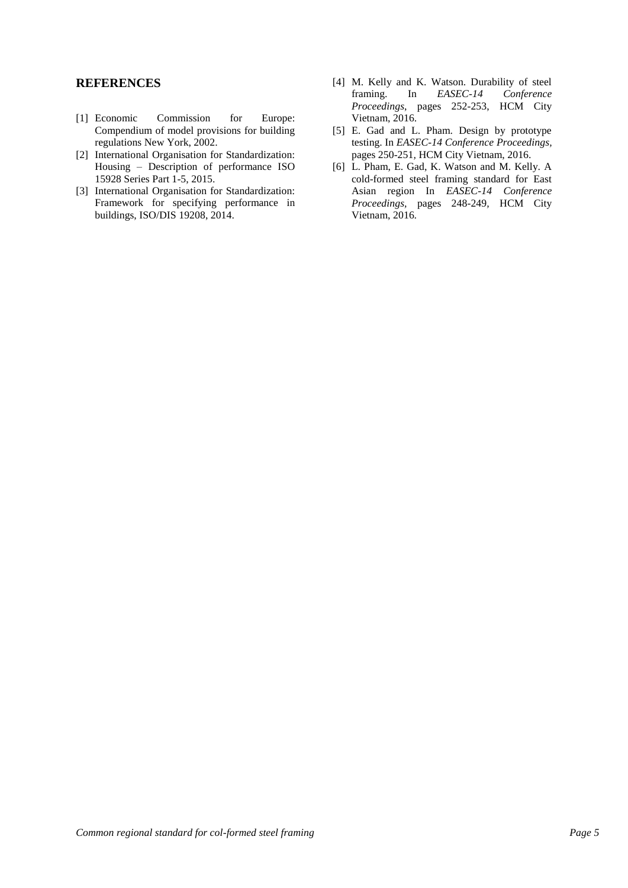## REFERENCES

[1] Economic Commission for Europe: Compendium of model provisions for building regulations New York, 2002.

[2] International Organisation for Standardization: Housing – Description of performance ISO 15928 Series Part 1-5, 2015.

[3] International Organisation for Standardization: Framework for specifying performance in buildings, ISO/DIS 19208, 2014.

[4] M. Kelly and K. Watson. Durability of steel framing. In *EASEC-14 Conference Proceedings*, pages 252-253, HCM City Vietnam, 2016.

[5] E. Gad and L. Pham. Design by prototype testing. In *EASEC-14 Conference Proceedings*, pages 250-251, HCM City Vietnam, 2016.

[6] L. Pham, E. Gad, K. Watson and M. Kelly. A cold-formed steel framing standard for East Asian region In *EASEC-14 Conference Proceedings*, pages 248-249, HCM City Vietnam, 2016.